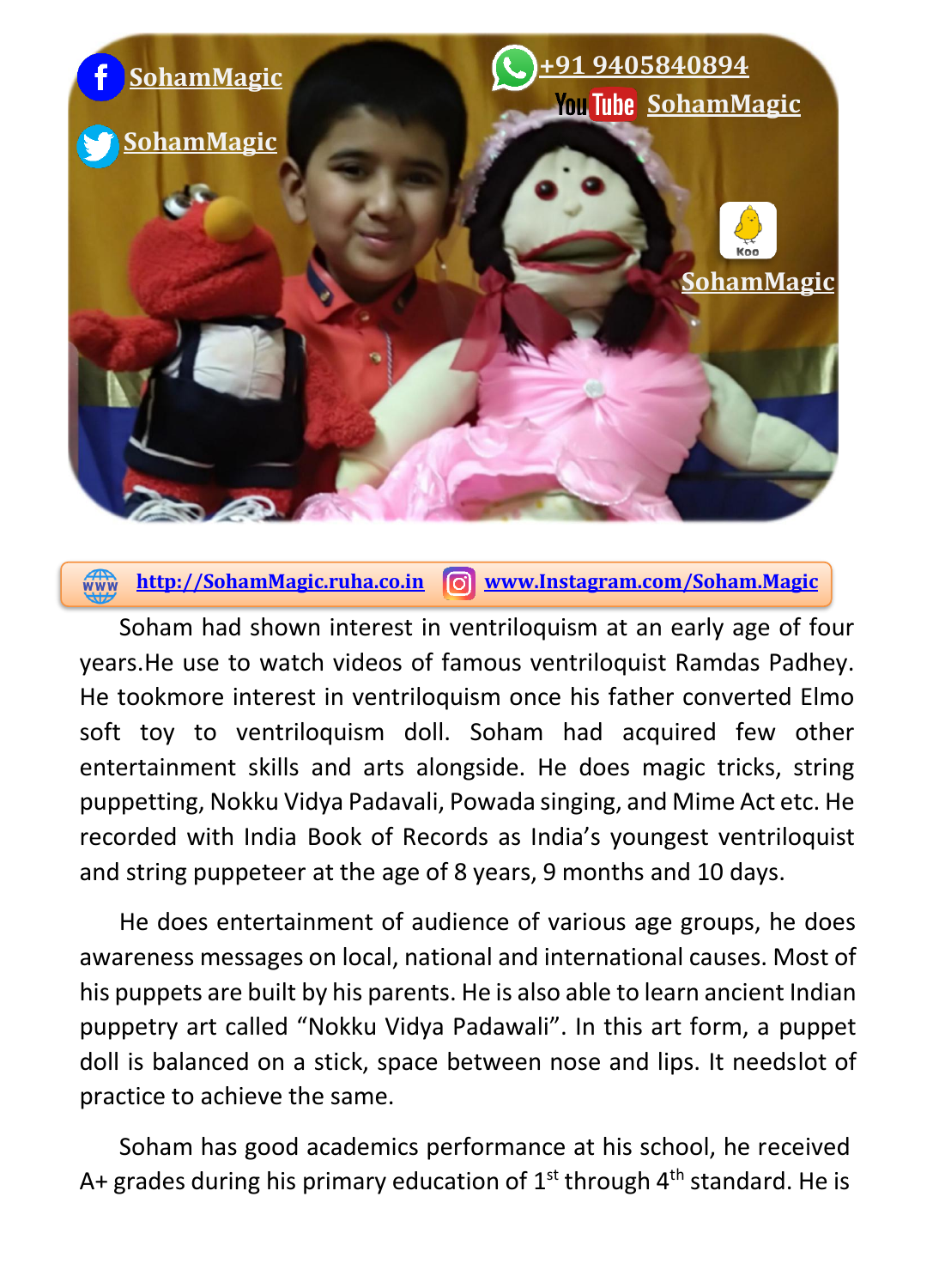SohamMagic

SohamMagic

+91 9405840894

SohamMagic

SohamMagic

http://SohamMagic.ruha.co.in www.Instagram.com/Soham.Magic

Soham had shown interest in ventriloquism at an early age of four years.He use to watch videos of famous ventriloquist Ramdas Padhey. He tookmore interest in ventriloquism once his father converted Elmo soft toy to ventriloquism doll. Soham had acquired few other entertainment skills and arts alongside. He does magic tricks, string puppetting, Nokku Vidya Padavali, Powada singing, and Mime Act etc. He recorded with India Book of Records as India's youngest ventriloquist and string puppeteer at the age of 8 years, 9 months and 10 days.

He does entertainment of audience of various age groups, he does awareness messages on local, national and international causes. Most of his puppets are built by his parents. He is also able to learn ancient Indian puppetry art called "Nokku Vidya Padawali". In this art form, a puppet doll is balanced on a stick, space between nose and lips. It needslot of practice to achieve the same.

Soham has good academics performance at his school, he received A+ grades during his primary education of 1st through 4th standard. He is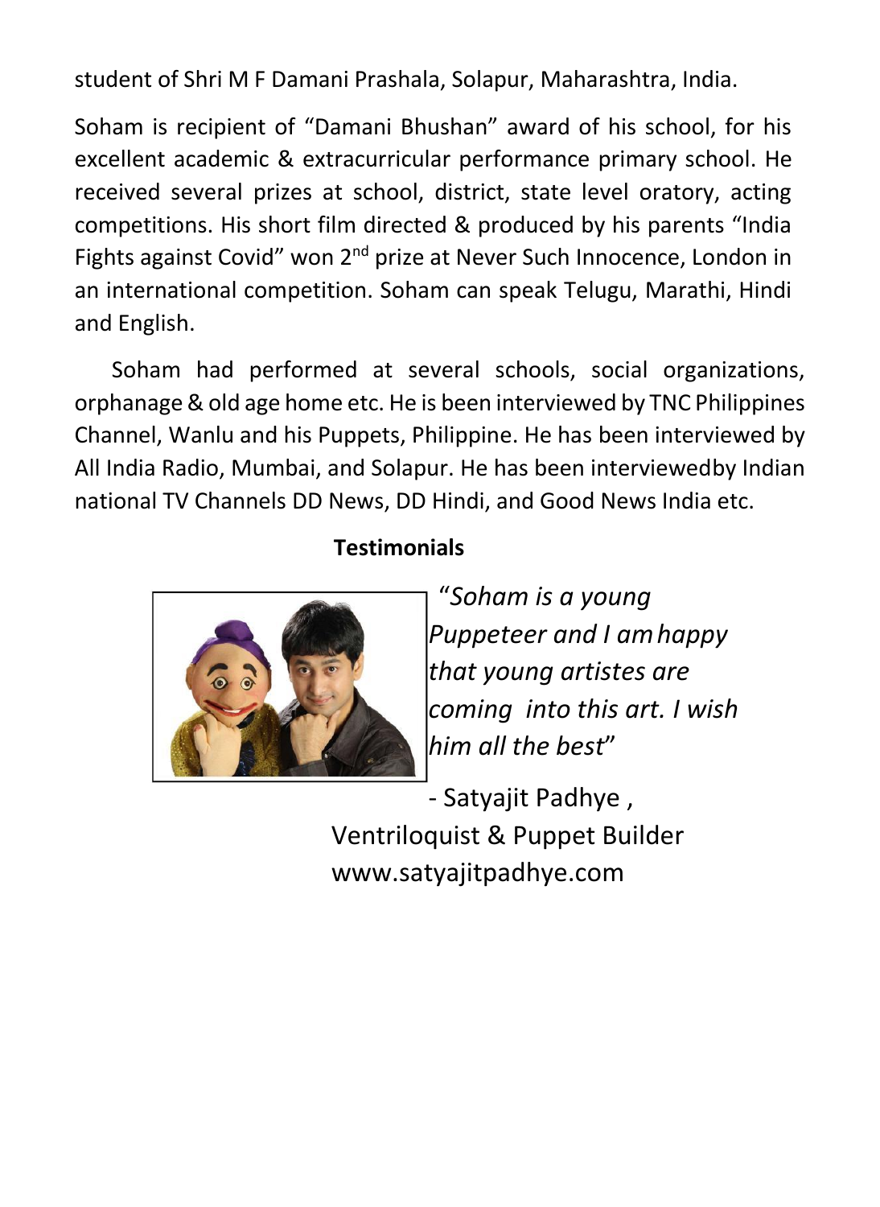student of Shri M F Damani Prashala, Solapur, Maharashtra, India.

Soham is recipient of “Damani Bhushan” award of his school, for his excellent academic & extracurricular performance primary school. He received several prizes at school, district, state level oratory, acting competitions. His short film directed & produced by his parents “India Fights against Covid” won 2nd prize at Never Such Innocence, London in an international competition. Soham can speak Telugu, Marathi, Hindi and English.

Soham had performed at several schools, social organizations, orphanage & old age home etc. He is been interviewed by TNC Philippines Channel, Wanlu and his Puppets, Philippine. He has been interviewed by All India Radio, Mumbai, and Solapur. He has been interviewedby Indian national TV Channels DD News, DD Hindi, and Good News India etc.

**Testimonials**

“*Soham is a young Puppeteer and I am happy that young artistes are coming into this art. I wish him all the best*”

- Satyajit Padhye ,
Ventriloquist & Puppet Builder
www.satyajitpadhye.com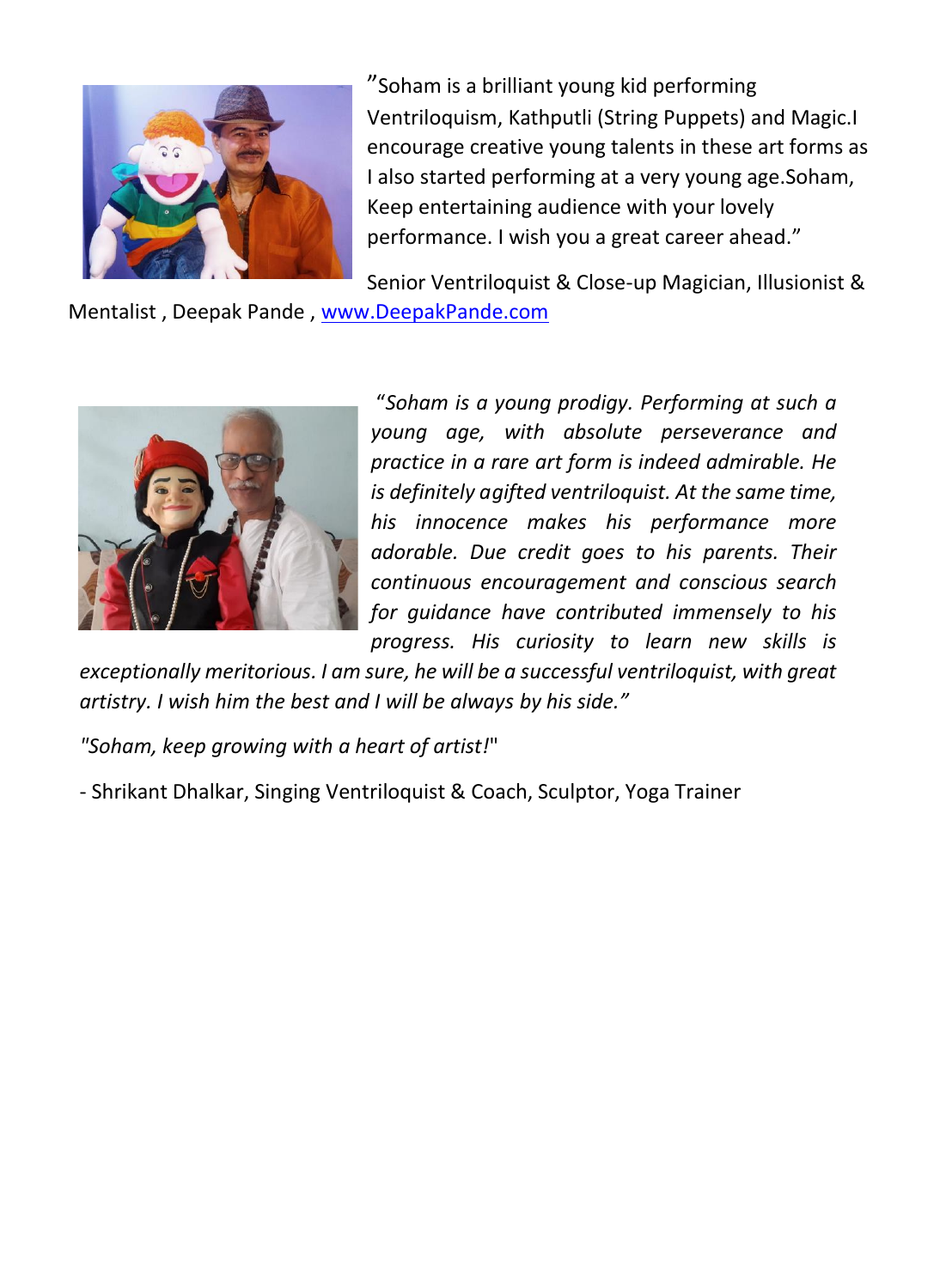"Soham is a brilliant young kid performing Ventriloquism, Kathputli (String Puppets) and Magic.I encourage creative young talents in these art forms as I also started performing at a very young age.Soham, Keep entertaining audience with your lovely performance. I wish you a great career ahead."

Senior Ventriloquist & Close-up Magician, Illusionist & Mentalist , Deepak Pande , [www.DeepakPande.com](http://www.DeepakPande.com)

*"Soham is a young prodigy. Performing at such a young age, with absolute perseverance and practice in a rare art form is indeed admirable. He is definitely agifted ventriloquist. At the same time, his innocence makes his performance more adorable. Due credit goes to his parents. Their continuous encouragement and conscious search for guidance have contributed immensely to his progress. His curiosity to learn new skills is exceptionally meritorious. I am sure, he will be a successful ventriloquist, with great artistry. I wish him the best and I will be always by his side."*

*"Soham, keep growing with a heart of artist!"*

- Shrikant Dhalkar, Singing Ventriloquist & Coach, Sculptor, Yoga Trainer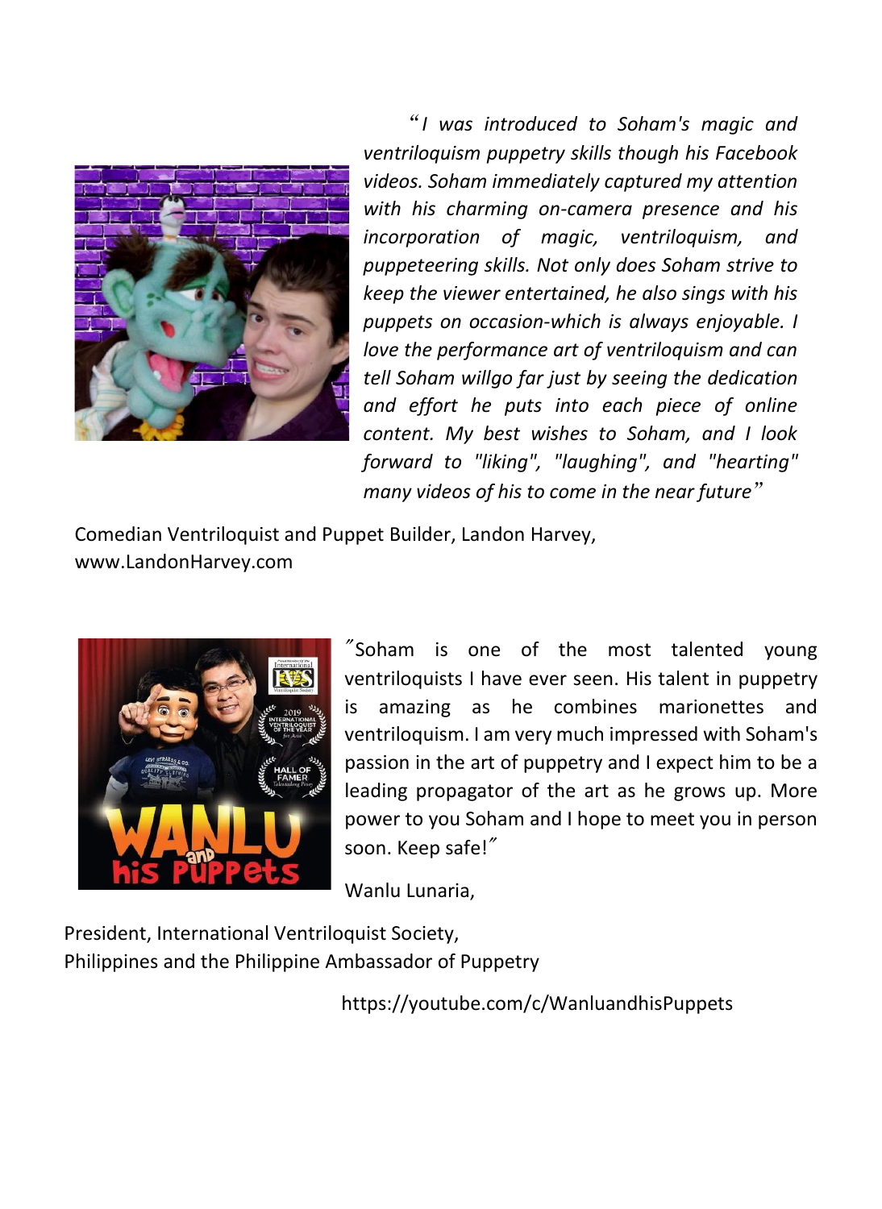*"I was introduced to Soham's magic and ventriloquism puppetry skills though his Facebook videos. Soham immediately captured my attention with his charming on-camera presence and his incorporation of magic, ventriloquism, and puppeteering skills. Not only does Soham strive to keep the viewer entertained, he also sings with his puppets on occasion-which is always enjoyable. I love the performance art of ventriloquism and can tell Soham willgo far just by seeing the dedication and effort he puts into each piece of online content. My best wishes to Soham, and I look forward to "liking", "laughing", and "hearting" many videos of his to come in the near future"*

Comedian Ventriloquist and Puppet Builder, Landon Harvey,
www.LandonHarvey.com

"Soham is one of the most talented young ventriloquists I have ever seen. His talent in puppetry is amazing as he combines marionettes and ventriloquism. I am very much impressed with Soham's passion in the art of puppetry and I expect him to be a leading propagator of the art as he grows up. More power to you Soham and I hope to meet you in person soon. Keep safe!"

Wanlu Lunaria,

President, International Ventriloquist Society,
Philippines and the Philippine Ambassador of Puppetry

https://youtube.com/c/WanluandhisPuppets